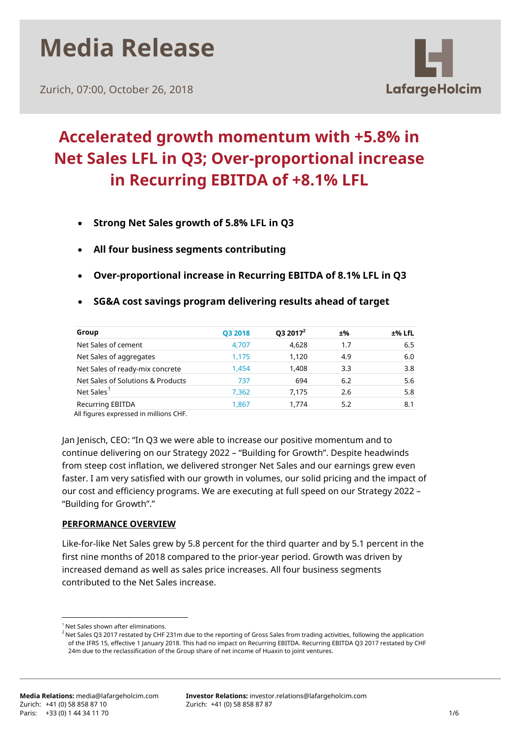# Media Release

Zurich, 07:00, October 26, 2018

LafargeHolcim

## Accelerated growth momentum with +5.8% in Net Sales LFL in Q3; Over-proportional increase in Recurring EBITDA of +8.1% LFL

- **Strong Net Sales growth of 5.8% LFL in Q3**
- **All four business segments contributing**
- **Over-proportional increase in Recurring EBITDA of 8.1% LFL in Q3**
- **SG&A cost savings program delivering results ahead of target**

| Group | Q3 2018 | Q3 2017[2] | ±% | ±% LfL |
|---|---|---|---|---|
| Net Sales of cement | 4,707 | 4,628 | 1.7 | 6.5 |
| Net Sales of aggregates | 1,175 | 1,120 | 4.9 | 6.0 |
| Net Sales of ready-mix concrete | 1,454 | 1,408 | 3.3 | 3.8 |
| Net Sales of Solutions & Products | 737 | 694 | 6.2 | 5.6 |
| Net Sales[1] | 7,362 | 7,175 | 2.6 | 5.8 |
| Recurring EBITDA | 1,867 | 1,774 | 5.2 | 8.1 |

All figures expressed in millions CHF.

Jan Jenisch, CEO: "In Q3 we were able to increase our positive momentum and to continue delivering on our Strategy 2022 – "Building for Growth". Despite headwinds from steep cost inflation, we delivered stronger Net Sales and our earnings grew even faster. I am very satisfied with our growth in volumes, our solid pricing and the impact of our cost and efficiency programs. We are executing at full speed on our Strategy 2022 – "Building for Growth"."

### PERFORMANCE OVERVIEW

Like-for-like Net Sales grew by 5.8 percent for the third quarter and by 5.1 percent in the first nine months of 2018 compared to the prior-year period. Growth was driven by increased demand as well as sales price increases. All four business segments contributed to the Net Sales increase.

[1] Net Sales shown after eliminations.

[2] Net Sales Q3 2017 restated by CHF 231m due to the reporting of Gross Sales from trading activities, following the application of the IFRS 15, effective 1 January 2018. This had no impact on Recurring EBITDA. Recurring EBITDA Q3 2017 restated by CHF 24m due to the reclassification of the Group share of net income of Huaxin to joint ventures.

**Media Relations:** media@lafargeholcim.com
Zurich: +41 (0) 58 858 87 10
Paris: +33 (0) 1 44 34 11 70

**Investor Relations:** investor.relations@lafargeholcim.com
Zurich: +41 (0) 58 858 87 87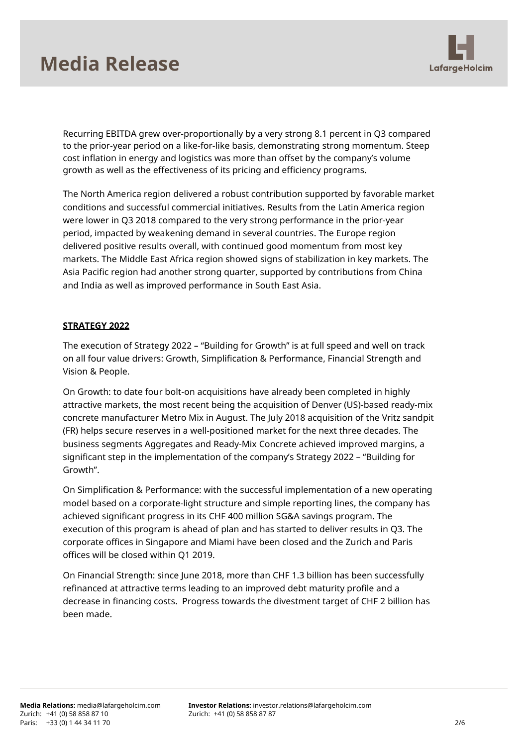Recurring EBITDA grew over-proportionally by a very strong 8.1 percent in Q3 compared to the prior-year period on a like-for-like basis, demonstrating strong momentum. Steep cost inflation in energy and logistics was more than offset by the company's volume growth as well as the effectiveness of its pricing and efficiency programs.

The North America region delivered a robust contribution supported by favorable market conditions and successful commercial initiatives. Results from the Latin America region were lower in Q3 2018 compared to the very strong performance in the prior-year period, impacted by weakening demand in several countries. The Europe region delivered positive results overall, with continued good momentum from most key markets. The Middle East Africa region showed signs of stabilization in key markets. The Asia Pacific region had another strong quarter, supported by contributions from China and India as well as improved performance in South East Asia.

**STRATEGY 2022**

The execution of Strategy 2022 – "Building for Growth" is at full speed and well on track on all four value drivers: Growth, Simplification & Performance, Financial Strength and Vision & People.

On Growth: to date four bolt-on acquisitions have already been completed in highly attractive markets, the most recent being the acquisition of Denver (US)-based ready-mix concrete manufacturer Metro Mix in August. The July 2018 acquisition of the Vritz sandpit (FR) helps secure reserves in a well-positioned market for the next three decades. The business segments Aggregates and Ready-Mix Concrete achieved improved margins, a significant step in the implementation of the company's Strategy 2022 – "Building for Growth".

On Simplification & Performance: with the successful implementation of a new operating model based on a corporate-light structure and simple reporting lines, the company has achieved significant progress in its CHF 400 million SG&A savings program. The execution of this program is ahead of plan and has started to deliver results in Q3. The corporate offices in Singapore and Miami have been closed and the Zurich and Paris offices will be closed within Q1 2019.

On Financial Strength: since June 2018, more than CHF 1.3 billion has been successfully refinanced at attractive terms leading to an improved debt maturity profile and a decrease in financing costs. Progress towards the divestment target of CHF 2 billion has been made.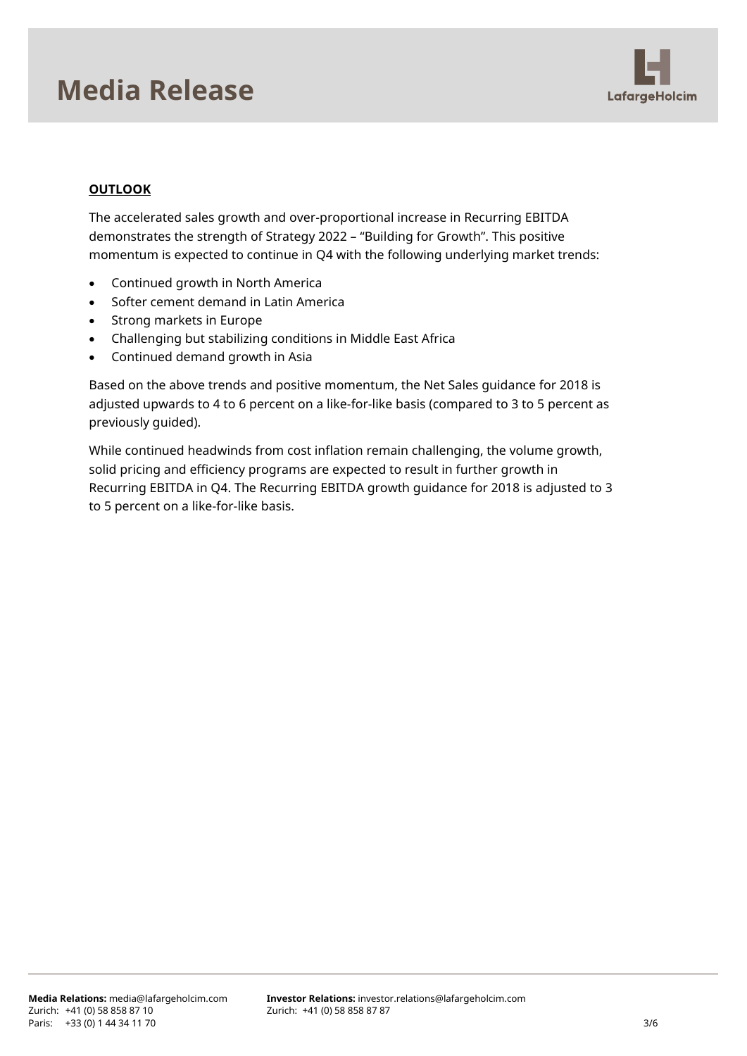## OUTLOOK

The accelerated sales growth and over-proportional increase in Recurring EBITDA demonstrates the strength of Strategy 2022 – "Building for Growth". This positive momentum is expected to continue in Q4 with the following underlying market trends:

- Continued growth in North America
- Softer cement demand in Latin America
- Strong markets in Europe
- Challenging but stabilizing conditions in Middle East Africa
- Continued demand growth in Asia

Based on the above trends and positive momentum, the Net Sales guidance for 2018 is adjusted upwards to 4 to 6 percent on a like-for-like basis (compared to 3 to 5 percent as previously guided).

While continued headwinds from cost inflation remain challenging, the volume growth, solid pricing and efficiency programs are expected to result in further growth in Recurring EBITDA in Q4. The Recurring EBITDA growth guidance for 2018 is adjusted to 3 to 5 percent on a like-for-like basis.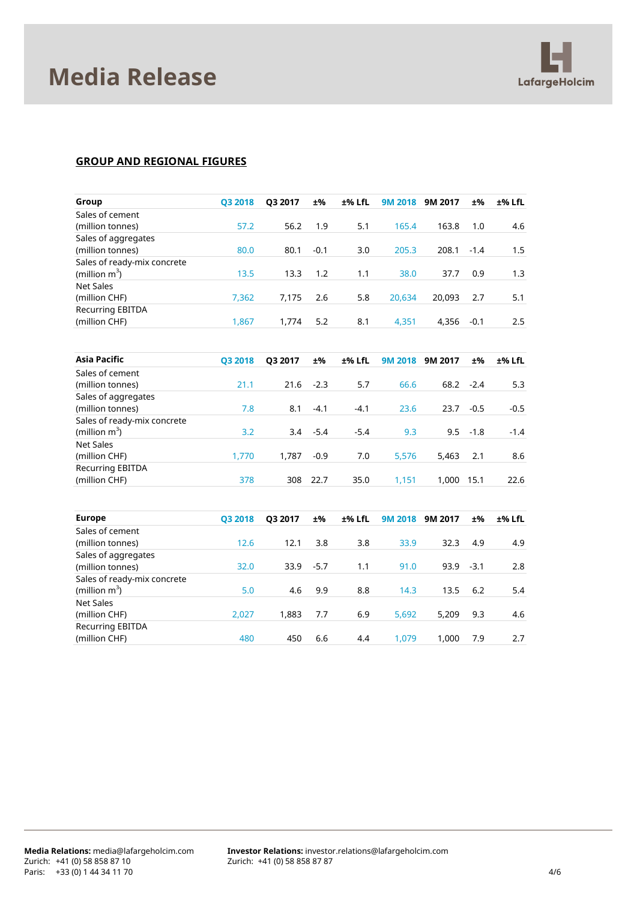# Media Release

## GROUP AND REGIONAL FIGURES

| Group | Q3 2018 | Q3 2017 | ±% | ±% LfL | 9M 2018 | 9M 2017 | ±% | ±% LfL |
|---|---|---|---|---|---|---|---|---|
| Sales of cement (million tonnes) | 57.2 | 56.2 | 1.9 | 5.1 | 165.4 | 163.8 | 1.0 | 4.6 |
| Sales of aggregates (million tonnes) | 80.0 | 80.1 | -0.1 | 3.0 | 205.3 | 208.1 | -1.4 | 1.5 |
| Sales of ready-mix concrete (million $m^3$) | 13.5 | 13.3 | 1.2 | 1.1 | 38.0 | 37.7 | 0.9 | 1.3 |
| Net Sales (million CHF) | 7,362 | 7,175 | 2.6 | 5.8 | 20,634 | 20,093 | 2.7 | 5.1 |
| Recurring EBITDA (million CHF) | 1,867 | 1,774 | 5.2 | 8.1 | 4,351 | 4,356 | -0.1 | 2.5 |

| Asia Pacific | Q3 2018 | Q3 2017 | ±% | ±% LfL | 9M 2018 | 9M 2017 | ±% | ±% LfL |
|---|---|---|---|---|---|---|---|---|
| Sales of cement (million tonnes) | 21.1 | 21.6 | -2.3 | 5.7 | 66.6 | 68.2 | -2.4 | 5.3 |
| Sales of aggregates (million tonnes) | 7.8 | 8.1 | -4.1 | -4.1 | 23.6 | 23.7 | -0.5 | -0.5 |
| Sales of ready-mix concrete (million $m^3$) | 3.2 | 3.4 | -5.4 | -5.4 | 9.3 | 9.5 | -1.8 | -1.4 |
| Net Sales (million CHF) | 1,770 | 1,787 | -0.9 | 7.0 | 5,576 | 5,463 | 2.1 | 8.6 |
| Recurring EBITDA (million CHF) | 378 | 308 | 22.7 | 35.0 | 1,151 | 1,000 | 15.1 | 22.6 |

| Europe | Q3 2018 | Q3 2017 | ±% | ±% LfL | 9M 2018 | 9M 2017 | ±% | ±% LfL |
|---|---|---|---|---|---|---|---|---|
| Sales of cement (million tonnes) | 12.6 | 12.1 | 3.8 | 3.8 | 33.9 | 32.3 | 4.9 | 4.9 |
| Sales of aggregates (million tonnes) | 32.0 | 33.9 | -5.7 | 1.1 | 91.0 | 93.9 | -3.1 | 2.8 |
| Sales of ready-mix concrete (million $m^3$) | 5.0 | 4.6 | 9.9 | 8.8 | 14.3 | 13.5 | 6.2 | 5.4 |
| Net Sales (million CHF) | 2,027 | 1,883 | 7.7 | 6.9 | 5,692 | 5,209 | 9.3 | 4.6 |
| Recurring EBITDA (million CHF) | 480 | 450 | 6.6 | 4.4 | 1,079 | 1,000 | 7.9 | 2.7 |

**Media Relations:** media@lafargeholcim.com
Zurich: +41 (0) 58 858 87 10
Paris: +33 (0) 1 44 34 11 70

**Investor Relations:** investor.relations@lafargeholcim.com
Zurich: +41 (0) 58 858 87 87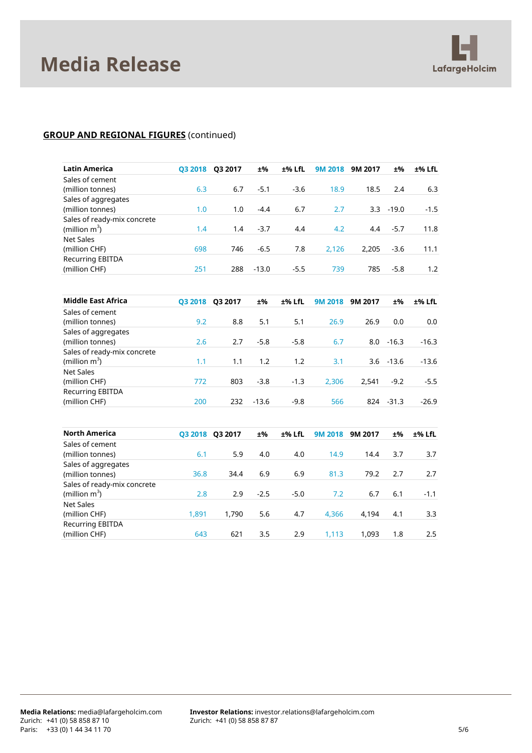## **GROUP AND REGIONAL FIGURES** (continued)

| Latin America | Q3 2018 | Q3 2017 | ±% | ±% LfL | 9M 2018 | 9M 2017 | ±% | ±% LfL |
|---|---|---|---|---|---|---|---|---|
| Sales of cement (million tonnes) | 6.3 | 6.7 | -5.1 | -3.6 | 18.9 | 18.5 | 2.4 | 6.3 |
| Sales of aggregates (million tonnes) | 1.0 | 1.0 | -4.4 | 6.7 | 2.7 | 3.3 | -19.0 | -1.5 |
| Sales of ready-mix concrete (million $m^3$) | 1.4 | 1.4 | -3.7 | 4.4 | 4.2 | 4.4 | -5.7 | 11.8 |
| Net Sales (million CHF) | 698 | 746 | -6.5 | 7.8 | 2,126 | 2,205 | -3.6 | 11.1 |
| Recurring EBITDA (million CHF) | 251 | 288 | -13.0 | -5.5 | 739 | 785 | -5.8 | 1.2 |

| Middle East Africa | Q3 2018 | Q3 2017 | ±% | ±% LfL | 9M 2018 | 9M 2017 | ±% | ±% LfL |
|---|---|---|---|---|---|---|---|---|
| Sales of cement (million tonnes) | 9.2 | 8.8 | 5.1 | 5.1 | 26.9 | 26.9 | 0.0 | 0.0 |
| Sales of aggregates (million tonnes) | 2.6 | 2.7 | -5.8 | -5.8 | 6.7 | 8.0 | -16.3 | -16.3 |
| Sales of ready-mix concrete (million $m^3$) | 1.1 | 1.1 | 1.2 | 1.2 | 3.1 | 3.6 | -13.6 | -13.6 |
| Net Sales (million CHF) | 772 | 803 | -3.8 | -1.3 | 2,306 | 2,541 | -9.2 | -5.5 |
| Recurring EBITDA (million CHF) | 200 | 232 | -13.6 | -9.8 | 566 | 824 | -31.3 | -26.9 |

| North America | Q3 2018 | Q3 2017 | ±% | ±% LfL | 9M 2018 | 9M 2017 | ±% | ±% LfL |
|---|---|---|---|---|---|---|---|---|
| Sales of cement (million tonnes) | 6.1 | 5.9 | 4.0 | 4.0 | 14.9 | 14.4 | 3.7 | 3.7 |
| Sales of aggregates (million tonnes) | 36.8 | 34.4 | 6.9 | 6.9 | 81.3 | 79.2 | 2.7 | 2.7 |
| Sales of ready-mix concrete (million $m^3$) | 2.8 | 2.9 | -2.5 | -5.0 | 7.2 | 6.7 | 6.1 | -1.1 |
| Net Sales (million CHF) | 1,891 | 1,790 | 5.6 | 4.7 | 4,366 | 4,194 | 4.1 | 3.3 |
| Recurring EBITDA (million CHF) | 643 | 621 | 3.5 | 2.9 | 1,113 | 1,093 | 1.8 | 2.5 |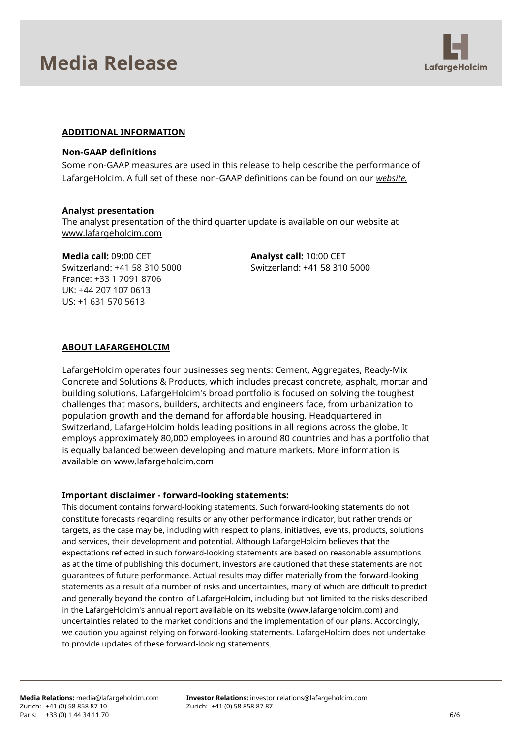**ADDITIONAL INFORMATION**

**Non-GAAP definitions**

Some non-GAAP measures are used in this release to help describe the performance of LafargeHolcim. A full set of these non-GAAP definitions can be found on our *website.*

**Analyst presentation**

The analyst presentation of the third quarter update is available on our website at www.lafargeholcim.com

**Media call:** 09:00 CET
Switzerland: +41 58 310 5000
France: +33 1 7091 8706
UK: +44 207 107 0613
US: +1 631 570 5613

**Analyst call:** 10:00 CET
Switzerland: +41 58 310 5000

**ABOUT LAFARGEHOLCIM**

LafargeHolcim operates four businesses segments: Cement, Aggregates, Ready-Mix Concrete and Solutions & Products, which includes precast concrete, asphalt, mortar and building solutions. LafargeHolcim's broad portfolio is focused on solving the toughest challenges that masons, builders, architects and engineers face, from urbanization to population growth and the demand for affordable housing. Headquartered in Switzerland, LafargeHolcim holds leading positions in all regions across the globe. It employs approximately 80,000 employees in around 80 countries and has a portfolio that is equally balanced between developing and mature markets. More information is available on www.lafargeholcim.com

**Important disclaimer - forward-looking statements:**

This document contains forward-looking statements. Such forward-looking statements do not constitute forecasts regarding results or any other performance indicator, but rather trends or targets, as the case may be, including with respect to plans, initiatives, events, products, solutions and services, their development and potential. Although LafargeHolcim believes that the expectations reflected in such forward-looking statements are based on reasonable assumptions as at the time of publishing this document, investors are cautioned that these statements are not guarantees of future performance. Actual results may differ materially from the forward-looking statements as a result of a number of risks and uncertainties, many of which are difficult to predict and generally beyond the control of LafargeHolcim, including but not limited to the risks described in the LafargeHolcim's annual report available on its website (www.lafargeholcim.com) and uncertainties related to the market conditions and the implementation of our plans. Accordingly, we caution you against relying on forward-looking statements. LafargeHolcim does not undertake to provide updates of these forward-looking statements.

**Media Relations:** media@lafargeholcim.com
Zurich: +41 (0) 58 858 87 10
Paris: +33 (0) 1 44 34 11 70

**Investor Relations:** investor.relations@lafargeholcim.com
Zurich: +41 (0) 58 858 87 87